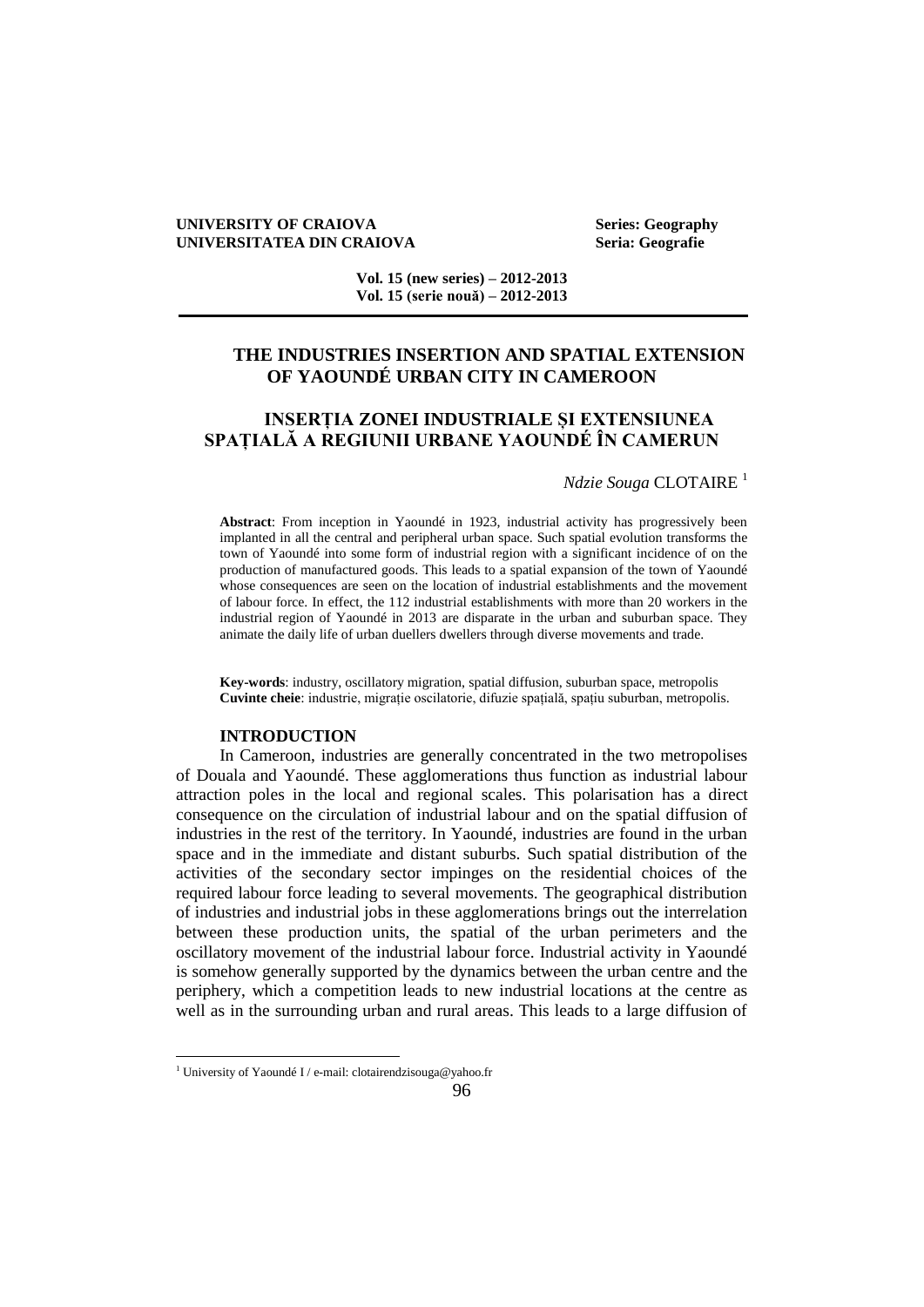**UNIVERSITY OF CRAIOVA** **Series: Geography**
**UNIVERSITATEA DIN CRAIOVA** **Seria: Geografie**

**Vol. 15 (new series) – 2012-2013**
**Vol. 15 (serie nouă) – 2012-2013**

# THE INDUSTRIES INSERTION AND SPATIAL EXTENSION OF YAOUNDÉ URBAN CITY IN CAMEROON

# INSERȚIA ZONEI INDUSTRIALE ȘI EXTENSIUNEA SPAȚIALĂ A REGIUNII URBANE YAOUNDÉ ÎN CAMERUN

*Ndzie Souga* CLOTAIRE [1]

**Abstract**: From inception in Yaoundé in 1923, industrial activity has progressively been implanted in all the central and peripheral urban space. Such spatial evolution transforms the town of Yaoundé into some form of industrial region with a significant incidence of on the production of manufactured goods. This leads to a spatial expansion of the town of Yaoundé whose consequences are seen on the location of industrial establishments and the movement of labour force. In effect, the 112 industrial establishments with more than 20 workers in the industrial region of Yaoundé in 2013 are disparate in the urban and suburban space. They animate the daily life of urban duellers dwellers through diverse movements and trade.

**Key-words**: industry, oscillatory migration, spatial diffusion, suburban space, metropolis
**Cuvinte cheie**: industrie, migrație oscilatorie, difuzie spațială, spațiu suburban, metropolis.

## INTRODUCTION

In Cameroon, industries are generally concentrated in the two metropolises of Douala and Yaoundé. These agglomerations thus function as industrial labour attraction poles in the local and regional scales. This polarisation has a direct consequence on the circulation of industrial labour and on the spatial diffusion of industries in the rest of the territory. In Yaoundé, industries are found in the urban space and in the immediate and distant suburbs. Such spatial distribution of the activities of the secondary sector impinges on the residential choices of the required labour force leading to several movements. The geographical distribution of industries and industrial jobs in these agglomerations brings out the interrelation between these production units, the spatial of the urban perimeters and the oscillatory movement of the industrial labour force. Industrial activity in Yaoundé is somehow generally supported by the dynamics between the urban centre and the periphery, which a competition leads to new industrial locations at the centre as well as in the surrounding urban and rural areas. This leads to a large diffusion of

[1] University of Yaoundé I / e-mail: clotairendzisouga@yahoo.fr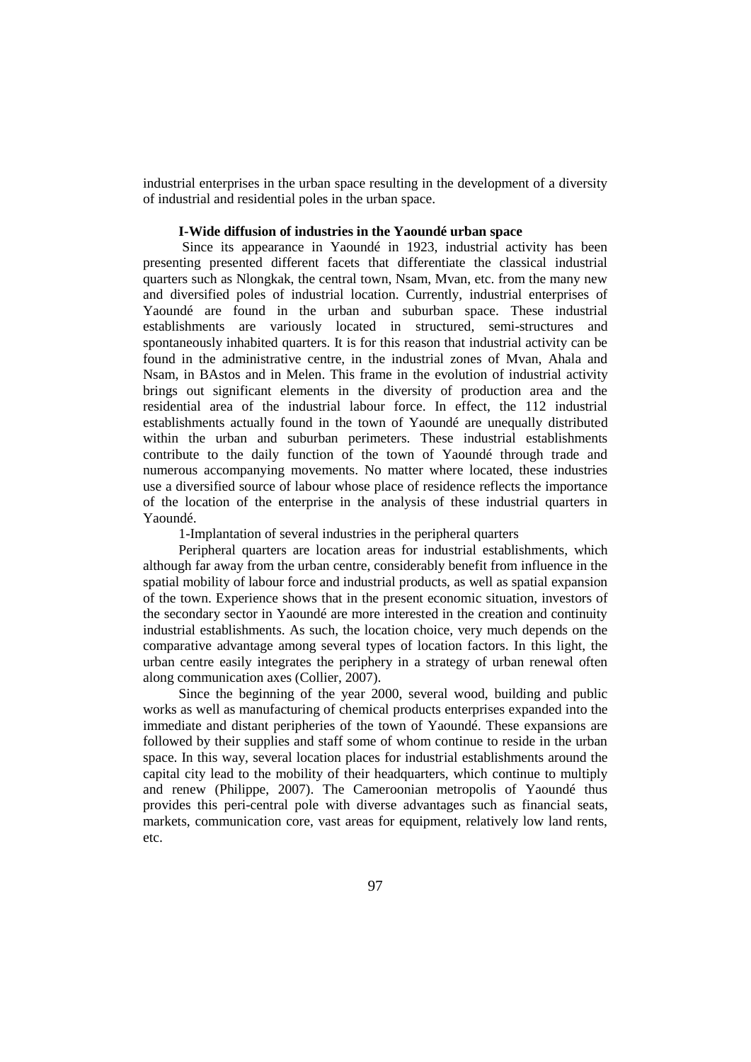industrial enterprises in the urban space resulting in the development of a diversity of industrial and residential poles in the urban space.

## I-Wide diffusion of industries in the Yaoundé urban space

Since its appearance in Yaoundé in 1923, industrial activity has been presenting presented different facets that differentiate the classical industrial quarters such as Nlongkak, the central town, Nsam, Mvan, etc. from the many new and diversified poles of industrial location. Currently, industrial enterprises of Yaoundé are found in the urban and suburban space. These industrial establishments are variously located in structured, semi-structures and spontaneously inhabited quarters. It is for this reason that industrial activity can be found in the administrative centre, in the industrial zones of Mvan, Ahala and Nsam, in BAstos and in Melen. This frame in the evolution of industrial activity brings out significant elements in the diversity of production area and the residential area of the industrial labour force. In effect, the 112 industrial establishments actually found in the town of Yaoundé are unequally distributed within the urban and suburban perimeters. These industrial establishments contribute to the daily function of the town of Yaoundé through trade and numerous accompanying movements. No matter where located, these industries use a diversified source of labour whose place of residence reflects the importance of the location of the enterprise in the analysis of these industrial quarters in Yaoundé.

1-Implantation of several industries in the peripheral quarters

Peripheral quarters are location areas for industrial establishments, which although far away from the urban centre, considerably benefit from influence in the spatial mobility of labour force and industrial products, as well as spatial expansion of the town. Experience shows that in the present economic situation, investors of the secondary sector in Yaoundé are more interested in the creation and continuity industrial establishments. As such, the location choice, very much depends on the comparative advantage among several types of location factors. In this light, the urban centre easily integrates the periphery in a strategy of urban renewal often along communication axes (Collier, 2007).

Since the beginning of the year 2000, several wood, building and public works as well as manufacturing of chemical products enterprises expanded into the immediate and distant peripheries of the town of Yaoundé. These expansions are followed by their supplies and staff some of whom continue to reside in the urban space. In this way, several location places for industrial establishments around the capital city lead to the mobility of their headquarters, which continue to multiply and renew (Philippe, 2007). The Cameroonian metropolis of Yaoundé thus provides this peri-central pole with diverse advantages such as financial seats, markets, communication core, vast areas for equipment, relatively low land rents, etc.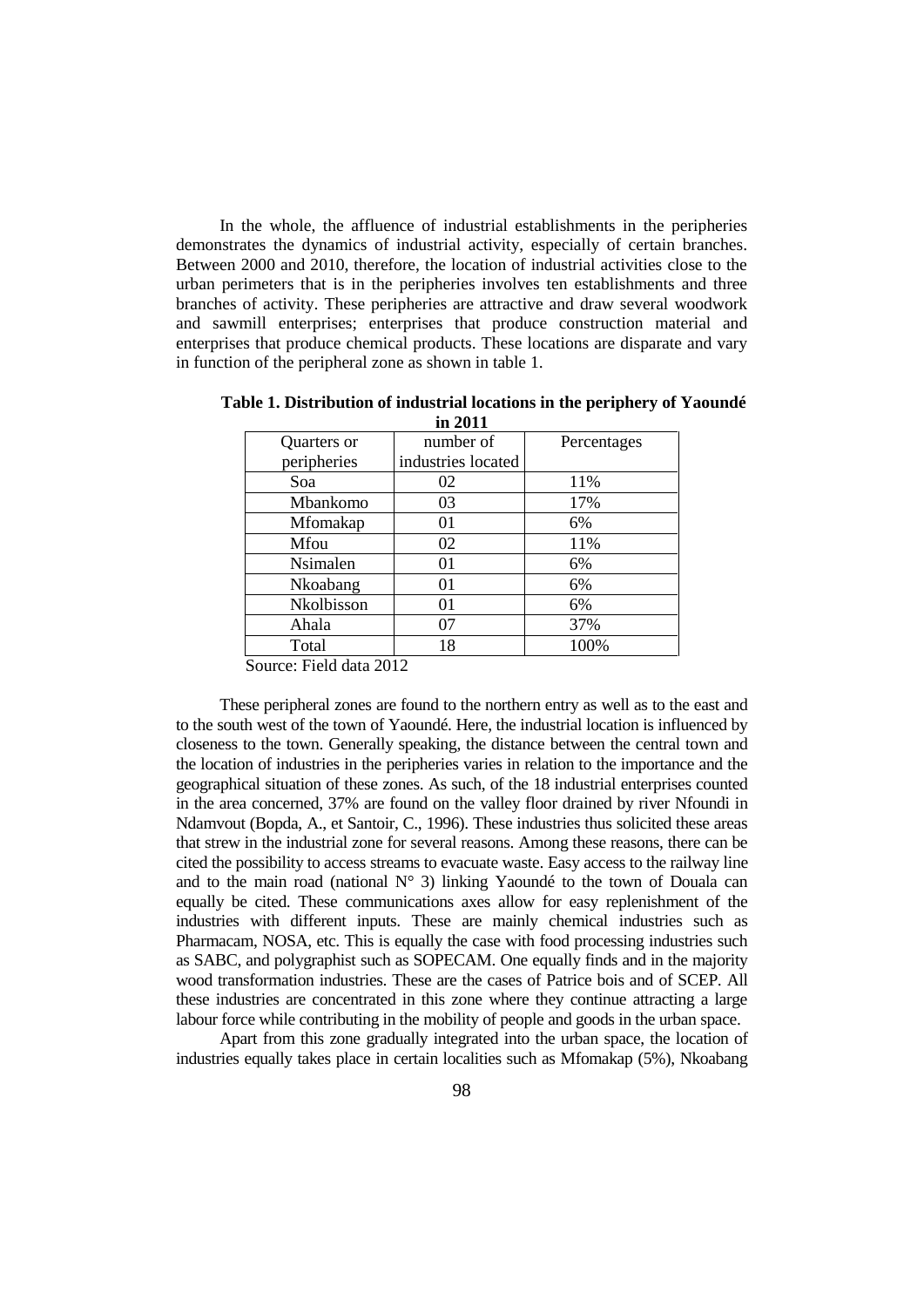In the whole, the affluence of industrial establishments in the peripheries demonstrates the dynamics of industrial activity, especially of certain branches. Between 2000 and 2010, therefore, the location of industrial activities close to the urban perimeters that is in the peripheries involves ten establishments and three branches of activity. These peripheries are attractive and draw several woodwork and sawmill enterprises; enterprises that produce construction material and enterprises that produce chemical products. These locations are disparate and vary in function of the peripheral zone as shown in table 1.

**Table 1. Distribution of industrial locations in the periphery of Yaoundé in 2011**

| Quarters or peripheries | number of industries located | Percentages |
|---|---|---|
| Soa | 02 | 11% |
| Mbankomo | 03 | 17% |
| Mfomakap | 01 | 6% |
| Mfou | 02 | 11% |
| Nsimalen | 01 | 6% |
| Nkoabang | 01 | 6% |
| Nkolbisson | 01 | 6% |
| Ahala | 07 | 37% |
| Total | 18 | 100% |

Source: Field data 2012

These peripheral zones are found to the northern entry as well as to the east and to the south west of the town of Yaoundé. Here, the industrial location is influenced by closeness to the town. Generally speaking, the distance between the central town and the location of industries in the peripheries varies in relation to the importance and the geographical situation of these zones. As such, of the 18 industrial enterprises counted in the area concerned, 37% are found on the valley floor drained by river Nfoundi in Ndamvout (Bopda, A., et Santoir, C., 1996). These industries thus solicited these areas that strew in the industrial zone for several reasons. Among these reasons, there can be cited the possibility to access streams to evacuate waste. Easy access to the railway line and to the main road (national N° 3) linking Yaoundé to the town of Douala can equally be cited. These communications axes allow for easy replenishment of the industries with different inputs. These are mainly chemical industries such as Pharmacam, NOSA, etc. This is equally the case with food processing industries such as SABC, and polygraphist such as SOPECAM. One equally finds and in the majority wood transformation industries. These are the cases of Patrice bois and of SCEP. All these industries are concentrated in this zone where they continue attracting a large labour force while contributing in the mobility of people and goods in the urban space.

Apart from this zone gradually integrated into the urban space, the location of industries equally takes place in certain localities such as Mfomakap (5%), Nkoabang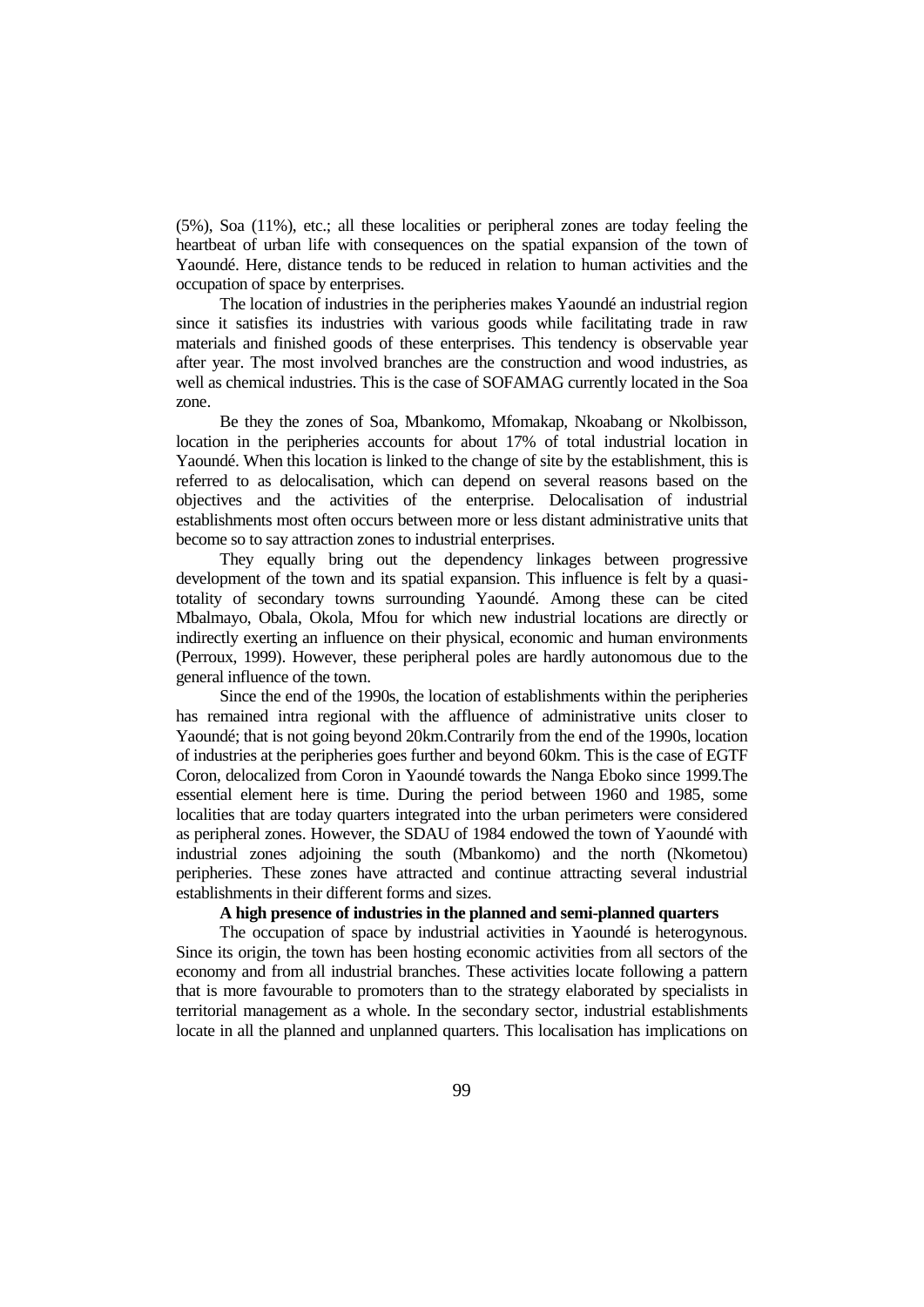(5%), Soa (11%), etc.; all these localities or peripheral zones are today feeling the heartbeat of urban life with consequences on the spatial expansion of the town of Yaoundé. Here, distance tends to be reduced in relation to human activities and the occupation of space by enterprises.

The location of industries in the peripheries makes Yaoundé an industrial region since it satisfies its industries with various goods while facilitating trade in raw materials and finished goods of these enterprises. This tendency is observable year after year. The most involved branches are the construction and wood industries, as well as chemical industries. This is the case of SOFAMAG currently located in the Soa zone.

Be they the zones of Soa, Mbankomo, Mfomakap, Nkoabang or Nkolbisson, location in the peripheries accounts for about 17% of total industrial location in Yaoundé. When this location is linked to the change of site by the establishment, this is referred to as delocalisation, which can depend on several reasons based on the objectives and the activities of the enterprise. Delocalisation of industrial establishments most often occurs between more or less distant administrative units that become so to say attraction zones to industrial enterprises.

They equally bring out the dependency linkages between progressive development of the town and its spatial expansion. This influence is felt by a quasi-totality of secondary towns surrounding Yaoundé. Among these can be cited Mbalmayo, Obala, Okola, Mfou for which new industrial locations are directly or indirectly exerting an influence on their physical, economic and human environments (Perroux, 1999). However, these peripheral poles are hardly autonomous due to the general influence of the town.

Since the end of the 1990s, the location of establishments within the peripheries has remained intra regional with the affluence of administrative units closer to Yaoundé; that is not going beyond 20km.Contrarily from the end of the 1990s, location of industries at the peripheries goes further and beyond 60km. This is the case of EGTF Coron, delocalized from Coron in Yaoundé towards the Nanga Eboko since 1999.The essential element here is time. During the period between 1960 and 1985, some localities that are today quarters integrated into the urban perimeters were considered as peripheral zones. However, the SDAU of 1984 endowed the town of Yaoundé with industrial zones adjoining the south (Mbankomo) and the north (Nkometou) peripheries. These zones have attracted and continue attracting several industrial establishments in their different forms and sizes.

**A high presence of industries in the planned and semi-planned quarters**

The occupation of space by industrial activities in Yaoundé is heterogynous. Since its origin, the town has been hosting economic activities from all sectors of the economy and from all industrial branches. These activities locate following a pattern that is more favourable to promoters than to the strategy elaborated by specialists in territorial management as a whole. In the secondary sector, industrial establishments locate in all the planned and unplanned quarters. This localisation has implications on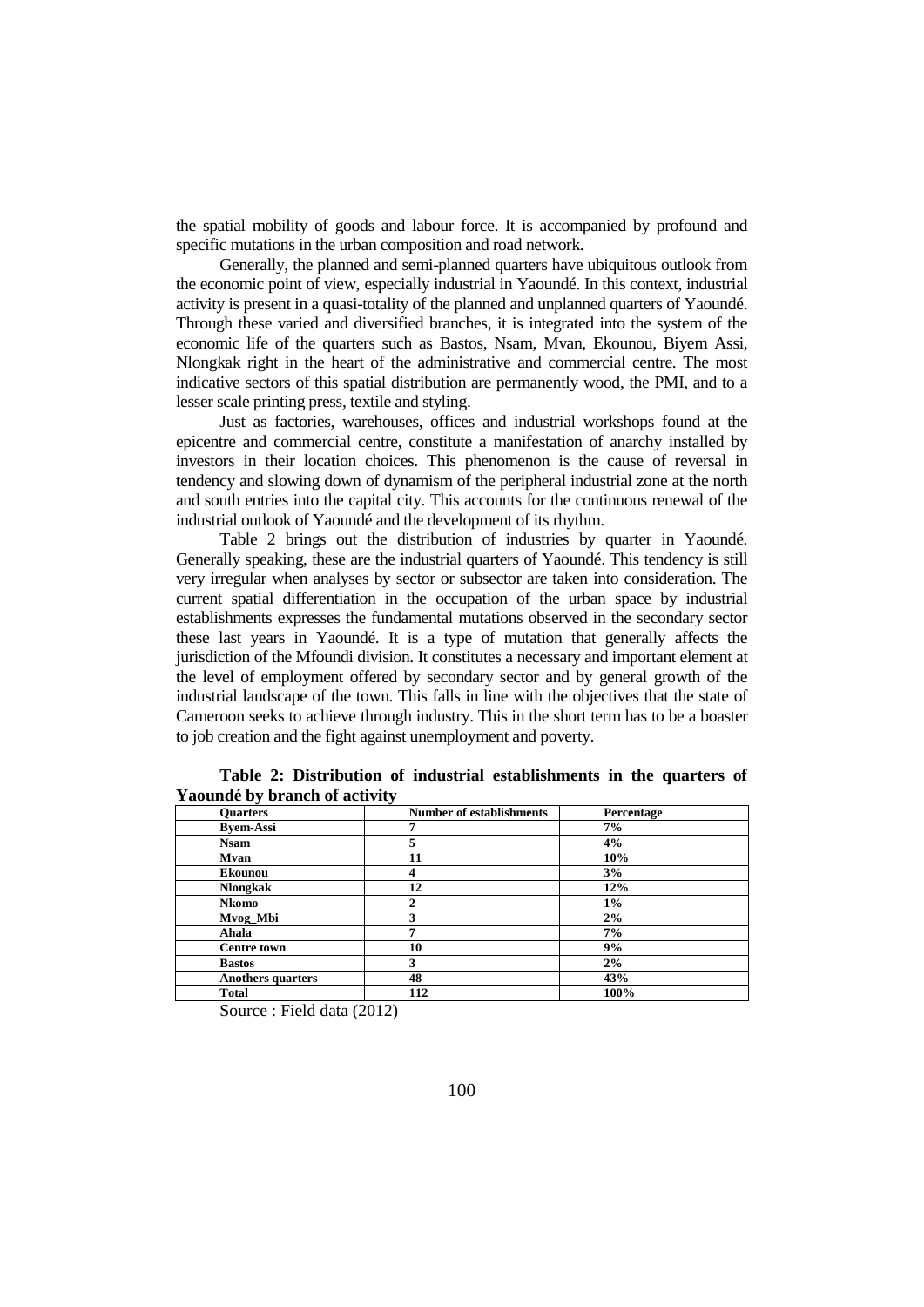the spatial mobility of goods and labour force. It is accompanied by profound and specific mutations in the urban composition and road network.

Generally, the planned and semi-planned quarters have ubiquitous outlook from the economic point of view, especially industrial in Yaoundé. In this context, industrial activity is present in a quasi-totality of the planned and unplanned quarters of Yaoundé. Through these varied and diversified branches, it is integrated into the system of the economic life of the quarters such as Bastos, Nsam, Mvan, Ekounou, Biyem Assi, Nlongkak right in the heart of the administrative and commercial centre. The most indicative sectors of this spatial distribution are permanently wood, the PMI, and to a lesser scale printing press, textile and styling.

Just as factories, warehouses, offices and industrial workshops found at the epicentre and commercial centre, constitute a manifestation of anarchy installed by investors in their location choices. This phenomenon is the cause of reversal in tendency and slowing down of dynamism of the peripheral industrial zone at the north and south entries into the capital city. This accounts for the continuous renewal of the industrial outlook of Yaoundé and the development of its rhythm.

Table 2 brings out the distribution of industries by quarter in Yaoundé. Generally speaking, these are the industrial quarters of Yaoundé. This tendency is still very irregular when analyses by sector or subsector are taken into consideration. The current spatial differentiation in the occupation of the urban space by industrial establishments expresses the fundamental mutations observed in the secondary sector these last years in Yaoundé. It is a type of mutation that generally affects the jurisdiction of the Mfoundi division. It constitutes a necessary and important element at the level of employment offered by secondary sector and by general growth of the industrial landscape of the town. This falls in line with the objectives that the state of Cameroon seeks to achieve through industry. This in the short term has to be a boaster to job creation and the fight against unemployment and poverty.

**Table 2: Distribution of industrial establishments in the quarters of Yaoundé by branch of activity**

| Quarters | Number of establishments | Percentage |
|---|---|---|
| Byem-Assi | 7 | 7% |
| Nsam | 5 | 4% |
| Mvan | 11 | 10% |
| Ekounou | 4 | 3% |
| Nlongkak | 12 | 12% |
| Nkomo | 2 | 1% |
| Mvog_Mbi | 3 | 2% |
| Ahala | 7 | 7% |
| Centre town | 10 | 9% |
| Bastos | 3 | 2% |
| Anothers quarters | 48 | 43% |
| Total | 112 | 100% |

Source : Field data (2012)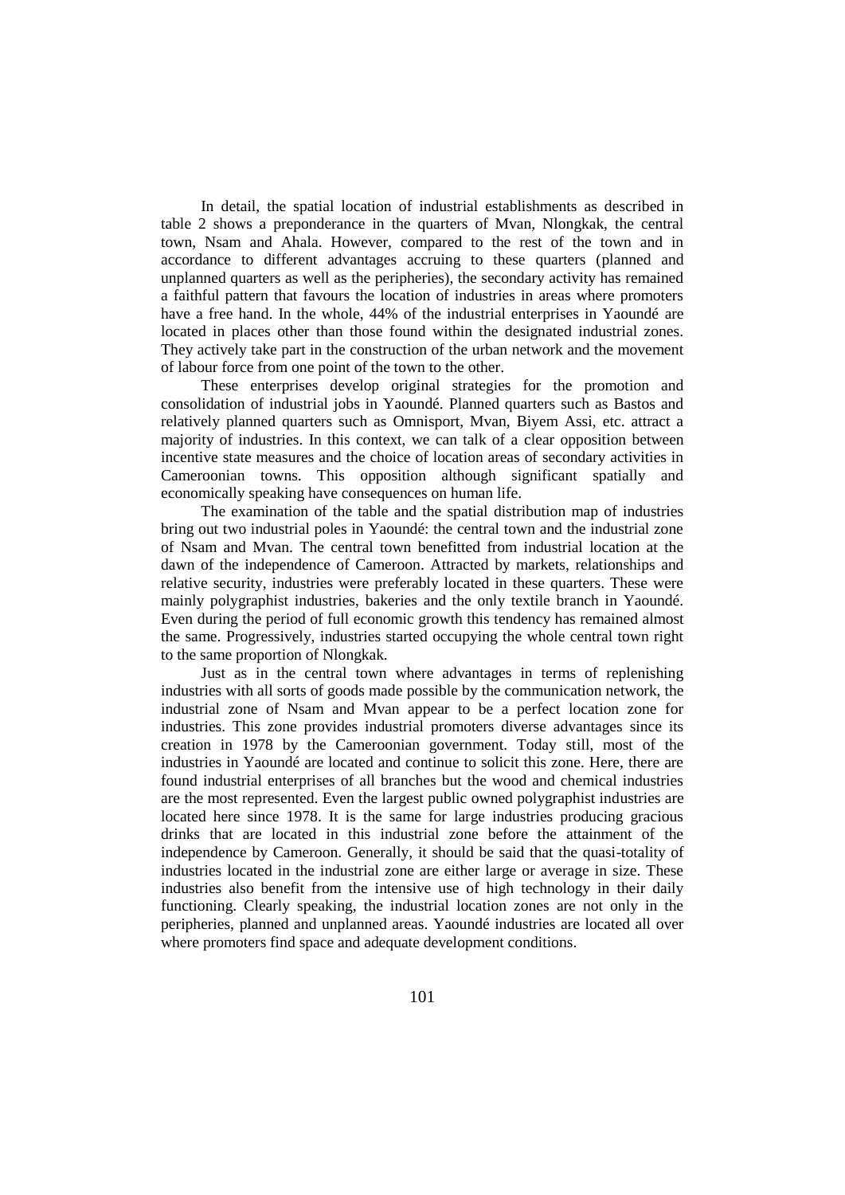In detail, the spatial location of industrial establishments as described in table 2 shows a preponderance in the quarters of Mvan, Nlongkak, the central town, Nsam and Ahala. However, compared to the rest of the town and in accordance to different advantages accruing to these quarters (planned and unplanned quarters as well as the peripheries), the secondary activity has remained a faithful pattern that favours the location of industries in areas where promoters have a free hand. In the whole, 44% of the industrial enterprises in Yaoundé are located in places other than those found within the designated industrial zones. They actively take part in the construction of the urban network and the movement of labour force from one point of the town to the other.

These enterprises develop original strategies for the promotion and consolidation of industrial jobs in Yaoundé. Planned quarters such as Bastos and relatively planned quarters such as Omnisport, Mvan, Biyem Assi, etc. attract a majority of industries. In this context, we can talk of a clear opposition between incentive state measures and the choice of location areas of secondary activities in Cameroonian towns. This opposition although significant spatially and economically speaking have consequences on human life.

The examination of the table and the spatial distribution map of industries bring out two industrial poles in Yaoundé: the central town and the industrial zone of Nsam and Mvan. The central town benefitted from industrial location at the dawn of the independence of Cameroon. Attracted by markets, relationships and relative security, industries were preferably located in these quarters. These were mainly polygraphist industries, bakeries and the only textile branch in Yaoundé. Even during the period of full economic growth this tendency has remained almost the same. Progressively, industries started occupying the whole central town right to the same proportion of Nlongkak.

Just as in the central town where advantages in terms of replenishing industries with all sorts of goods made possible by the communication network, the industrial zone of Nsam and Mvan appear to be a perfect location zone for industries. This zone provides industrial promoters diverse advantages since its creation in 1978 by the Cameroonian government. Today still, most of the industries in Yaoundé are located and continue to solicit this zone. Here, there are found industrial enterprises of all branches but the wood and chemical industries are the most represented. Even the largest public owned polygraphist industries are located here since 1978. It is the same for large industries producing gracious drinks that are located in this industrial zone before the attainment of the independence by Cameroon. Generally, it should be said that the quasi-totality of industries located in the industrial zone are either large or average in size. These industries also benefit from the intensive use of high technology in their daily functioning. Clearly speaking, the industrial location zones are not only in the peripheries, planned and unplanned areas. Yaoundé industries are located all over where promoters find space and adequate development conditions.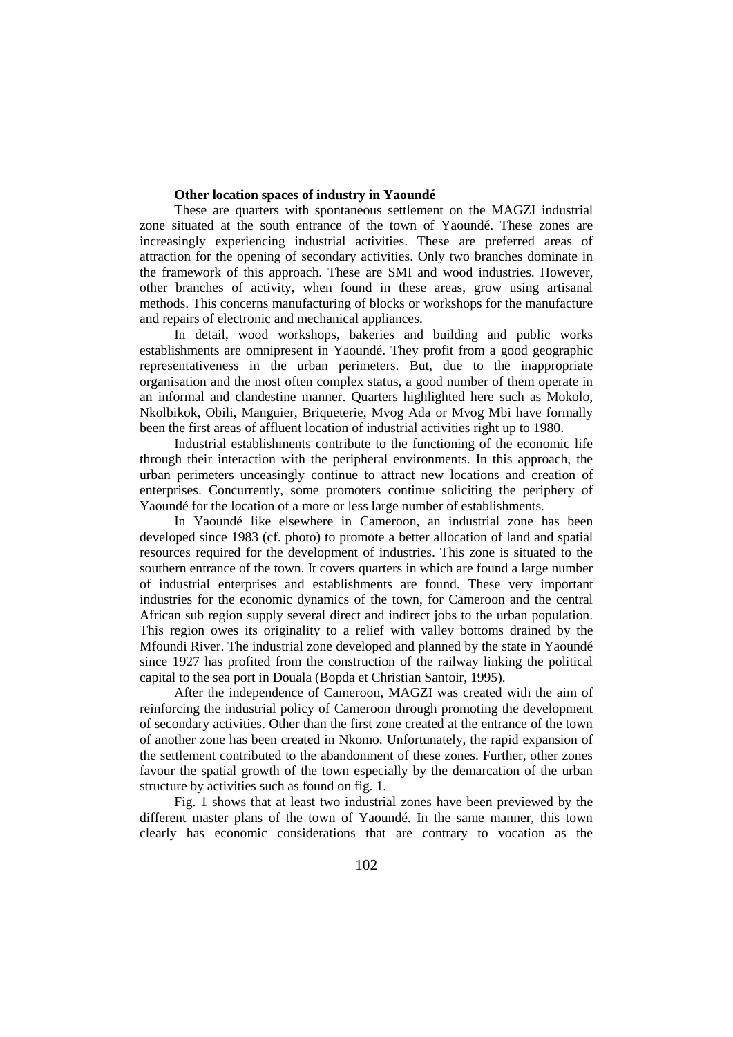**Other location spaces of industry in Yaoundé**

These are quarters with spontaneous settlement on the MAGZI industrial zone situated at the south entrance of the town of Yaoundé. These zones are increasingly experiencing industrial activities. These are preferred areas of attraction for the opening of secondary activities. Only two branches dominate in the framework of this approach. These are SMI and wood industries. However, other branches of activity, when found in these areas, grow using artisanal methods. This concerns manufacturing of blocks or workshops for the manufacture and repairs of electronic and mechanical appliances.

In detail, wood workshops, bakeries and building and public works establishments are omnipresent in Yaoundé. They profit from a good geographic representativeness in the urban perimeters. But, due to the inappropriate organisation and the most often complex status, a good number of them operate in an informal and clandestine manner. Quarters highlighted here such as Mokolo, Nkolbikok, Obili, Manguier, Briqueterie, Mvog Ada or Mvog Mbi have formally been the first areas of affluent location of industrial activities right up to 1980.

Industrial establishments contribute to the functioning of the economic life through their interaction with the peripheral environments. In this approach, the urban perimeters unceasingly continue to attract new locations and creation of enterprises. Concurrently, some promoters continue soliciting the periphery of Yaoundé for the location of a more or less large number of establishments.

In Yaoundé like elsewhere in Cameroon, an industrial zone has been developed since 1983 (cf. photo) to promote a better allocation of land and spatial resources required for the development of industries. This zone is situated to the southern entrance of the town. It covers quarters in which are found a large number of industrial enterprises and establishments are found. These very important industries for the economic dynamics of the town, for Cameroon and the central African sub region supply several direct and indirect jobs to the urban population. This region owes its originality to a relief with valley bottoms drained by the Mfoundi River. The industrial zone developed and planned by the state in Yaoundé since 1927 has profited from the construction of the railway linking the political capital to the sea port in Douala (Bopda et Christian Santoir, 1995).

After the independence of Cameroon, MAGZI was created with the aim of reinforcing the industrial policy of Cameroon through promoting the development of secondary activities. Other than the first zone created at the entrance of the town of another zone has been created in Nkomo. Unfortunately, the rapid expansion of the settlement contributed to the abandonment of these zones. Further, other zones favour the spatial growth of the town especially by the demarcation of the urban structure by activities such as found on fig. 1.

Fig. 1 shows that at least two industrial zones have been previewed by the different master plans of the town of Yaoundé. In the same manner, this town clearly has economic considerations that are contrary to vocation as the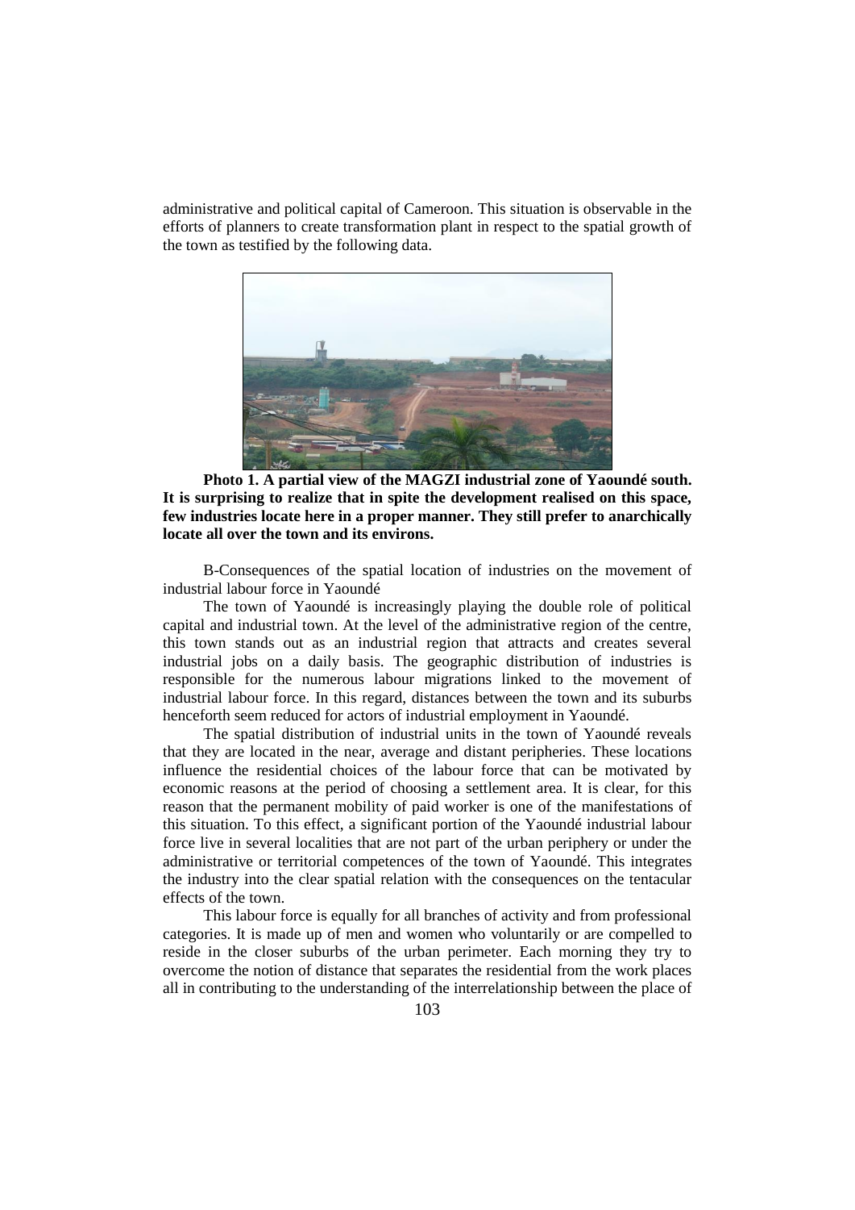administrative and political capital of Cameroon. This situation is observable in the efforts of planners to create transformation plant in respect to the spatial growth of the town as testified by the following data.

**Photo 1. A partial view of the MAGZI industrial zone of Yaoundé south. It is surprising to realize that in spite the development realised on this space, few industries locate here in a proper manner. They still prefer to anarchically locate all over the town and its environs.**

B-Consequences of the spatial location of industries on the movement of industrial labour force in Yaoundé

The town of Yaoundé is increasingly playing the double role of political capital and industrial town. At the level of the administrative region of the centre, this town stands out as an industrial region that attracts and creates several industrial jobs on a daily basis. The geographic distribution of industries is responsible for the numerous labour migrations linked to the movement of industrial labour force. In this regard, distances between the town and its suburbs henceforth seem reduced for actors of industrial employment in Yaoundé.

The spatial distribution of industrial units in the town of Yaoundé reveals that they are located in the near, average and distant peripheries. These locations influence the residential choices of the labour force that can be motivated by economic reasons at the period of choosing a settlement area. It is clear, for this reason that the permanent mobility of paid worker is one of the manifestations of this situation. To this effect, a significant portion of the Yaoundé industrial labour force live in several localities that are not part of the urban periphery or under the administrative or territorial competences of the town of Yaoundé. This integrates the industry into the clear spatial relation with the consequences on the tentacular effects of the town.

This labour force is equally for all branches of activity and from professional categories. It is made up of men and women who voluntarily or are compelled to reside in the closer suburbs of the urban perimeter. Each morning they try to overcome the notion of distance that separates the residential from the work places all in contributing to the understanding of the interrelationship between the place of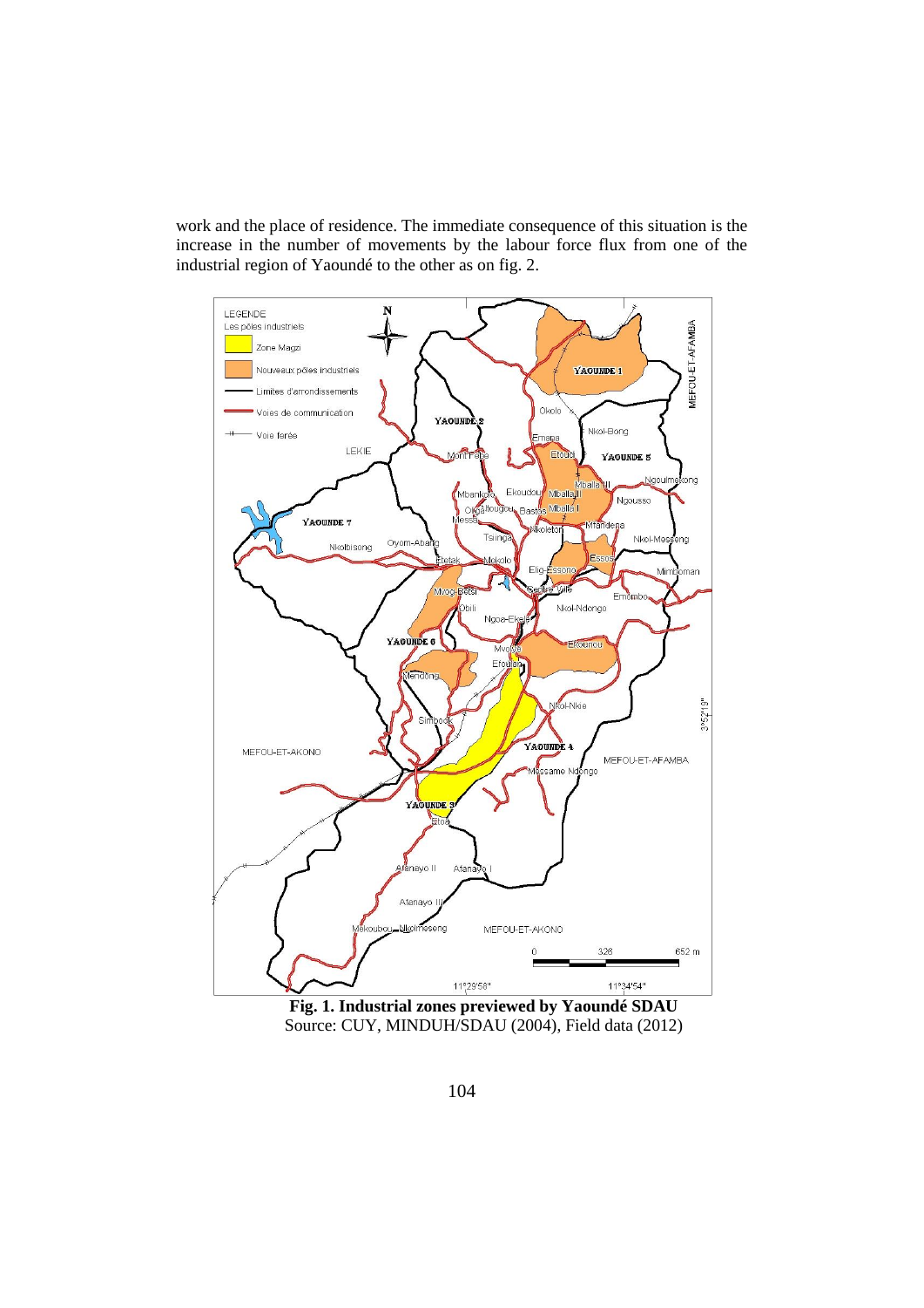work and the place of residence. The immediate consequence of this situation is the increase in the number of movements by the labour force flux from one of the industrial region of Yaoundé to the other as on fig. 2.

**Fig. 1. Industrial zones previewed by Yaoundé SDAU**
Source: CUY, MINDUH/SDAU (2004), Field data (2012)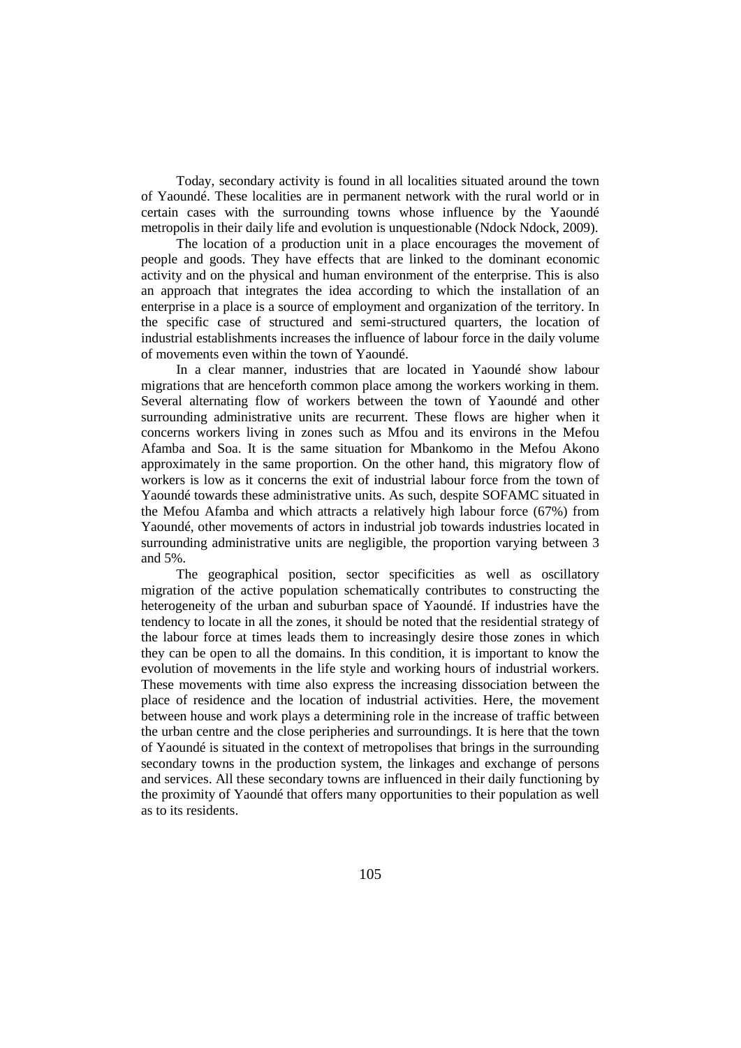Today, secondary activity is found in all localities situated around the town of Yaoundé. These localities are in permanent network with the rural world or in certain cases with the surrounding towns whose influence by the Yaoundé metropolis in their daily life and evolution is unquestionable (Ndock Ndock, 2009).

The location of a production unit in a place encourages the movement of people and goods. They have effects that are linked to the dominant economic activity and on the physical and human environment of the enterprise. This is also an approach that integrates the idea according to which the installation of an enterprise in a place is a source of employment and organization of the territory. In the specific case of structured and semi-structured quarters, the location of industrial establishments increases the influence of labour force in the daily volume of movements even within the town of Yaoundé.

In a clear manner, industries that are located in Yaoundé show labour migrations that are henceforth common place among the workers working in them. Several alternating flow of workers between the town of Yaoundé and other surrounding administrative units are recurrent. These flows are higher when it concerns workers living in zones such as Mfou and its environs in the Mefou Afamba and Soa. It is the same situation for Mbankomo in the Mefou Akono approximately in the same proportion. On the other hand, this migratory flow of workers is low as it concerns the exit of industrial labour force from the town of Yaoundé towards these administrative units. As such, despite SOFAMC situated in the Mefou Afamba and which attracts a relatively high labour force (67%) from Yaoundé, other movements of actors in industrial job towards industries located in surrounding administrative units are negligible, the proportion varying between 3 and 5%.

The geographical position, sector specificities as well as oscillatory migration of the active population schematically contributes to constructing the heterogeneity of the urban and suburban space of Yaoundé. If industries have the tendency to locate in all the zones, it should be noted that the residential strategy of the labour force at times leads them to increasingly desire those zones in which they can be open to all the domains. In this condition, it is important to know the evolution of movements in the life style and working hours of industrial workers. These movements with time also express the increasing dissociation between the place of residence and the location of industrial activities. Here, the movement between house and work plays a determining role in the increase of traffic between the urban centre and the close peripheries and surroundings. It is here that the town of Yaoundé is situated in the context of metropolises that brings in the surrounding secondary towns in the production system, the linkages and exchange of persons and services. All these secondary towns are influenced in their daily functioning by the proximity of Yaoundé that offers many opportunities to their population as well as to its residents.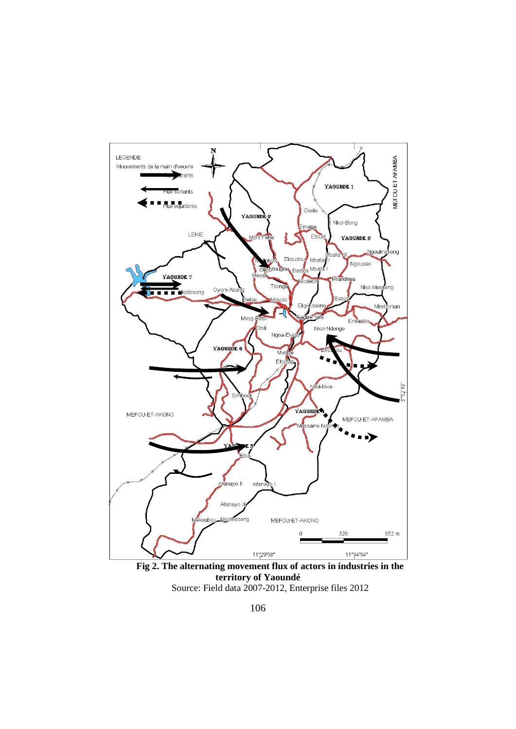**Fig 2. The alternating movement flux of actors in industries in the territory of Yaoundé**

Source: Field data 2007-2012, Enterprise files 2012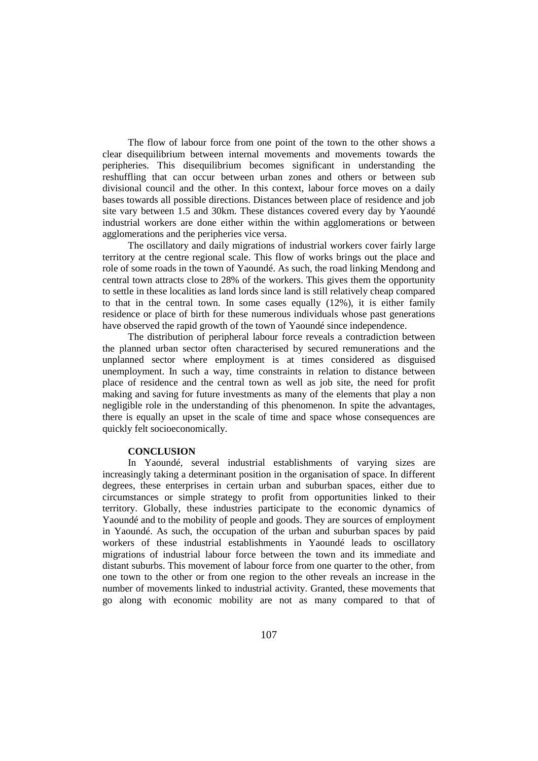The flow of labour force from one point of the town to the other shows a clear disequilibrium between internal movements and movements towards the peripheries. This disequilibrium becomes significant in understanding the reshuffling that can occur between urban zones and others or between sub divisional council and the other. In this context, labour force moves on a daily bases towards all possible directions. Distances between place of residence and job site vary between 1.5 and 30km. These distances covered every day by Yaoundé industrial workers are done either within the within agglomerations or between agglomerations and the peripheries vice versa.

The oscillatory and daily migrations of industrial workers cover fairly large territory at the centre regional scale. This flow of works brings out the place and role of some roads in the town of Yaoundé. As such, the road linking Mendong and central town attracts close to 28% of the workers. This gives them the opportunity to settle in these localities as land lords since land is still relatively cheap compared to that in the central town. In some cases equally (12%), it is either family residence or place of birth for these numerous individuals whose past generations have observed the rapid growth of the town of Yaoundé since independence.

The distribution of peripheral labour force reveals a contradiction between the planned urban sector often characterised by secured remunerations and the unplanned sector where employment is at times considered as disguised unemployment. In such a way, time constraints in relation to distance between place of residence and the central town as well as job site, the need for profit making and saving for future investments as many of the elements that play a non negligible role in the understanding of this phenomenon. In spite the advantages, there is equally an upset in the scale of time and space whose consequences are quickly felt socioeconomically.

## CONCLUSION

In Yaoundé, several industrial establishments of varying sizes are increasingly taking a determinant position in the organisation of space. In different degrees, these enterprises in certain urban and suburban spaces, either due to circumstances or simple strategy to profit from opportunities linked to their territory. Globally, these industries participate to the economic dynamics of Yaoundé and to the mobility of people and goods. They are sources of employment in Yaoundé. As such, the occupation of the urban and suburban spaces by paid workers of these industrial establishments in Yaoundé leads to oscillatory migrations of industrial labour force between the town and its immediate and distant suburbs. This movement of labour force from one quarter to the other, from one town to the other or from one region to the other reveals an increase in the number of movements linked to industrial activity. Granted, these movements that go along with economic mobility are not as many compared to that of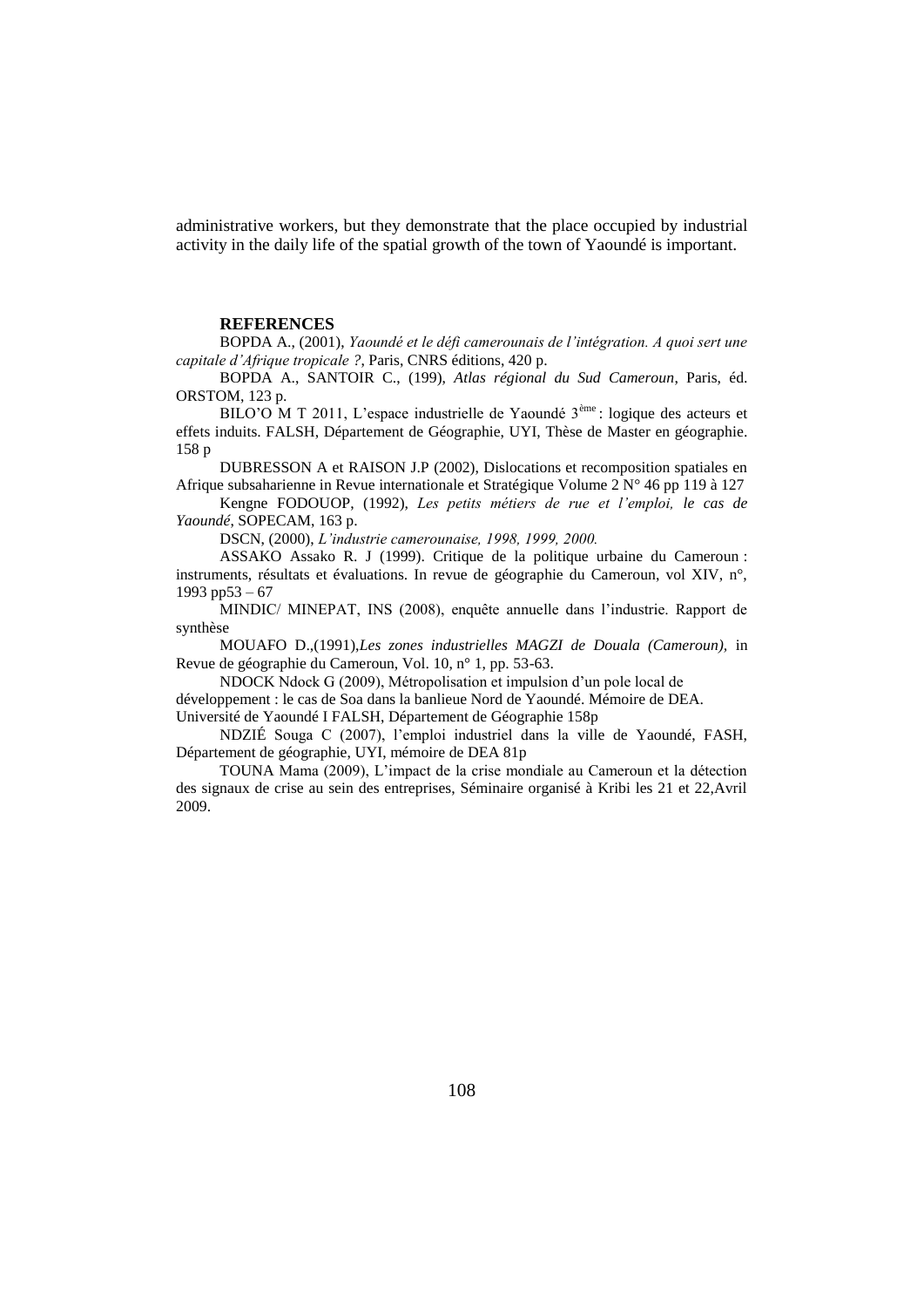administrative workers, but they demonstrate that the place occupied by industrial activity in the daily life of the spatial growth of the town of Yaoundé is important.

**REFERENCES**

BOPDA A., (2001), *Yaoundé et le défi camerounais de l'intégration. A quoi sert une capitale d'Afrique tropicale ?*, Paris, CNRS éditions, 420 p.

BOPDA A., SANTOIR C., (199), *Atlas régional du Sud Cameroun*, Paris, éd. ORSTOM, 123 p.

BILO'O M T 2011, L'espace industrielle de Yaoundé 3[ème] : logique des acteurs et effets induits. FALSH, Département de Géographie, UYI, Thèse de Master en géographie. 158 p

DUBRESSON A et RAISON J.P (2002), Dislocations et recomposition spatiales en Afrique subsaharienne in Revue internationale et Stratégique Volume 2 N° 46 pp 119 à 127

Kengne FODOUOP, (1992), *Les petits métiers de rue et l'emploi, le cas de Yaoundé*, SOPECAM, 163 p.

DSCN, (2000), *L'industrie camerounaise, 1998, 1999, 2000.*

ASSAKO Assako R. J (1999). Critique de la politique urbaine du Cameroun : instruments, résultats et évaluations. In revue de géographie du Cameroun, vol XIV, n°, 1993 pp53 – 67

MINDIC/ MINEPAT, INS (2008), enquête annuelle dans l'industrie. Rapport de synthèse

MOUAFO D.,(1991),*Les zones industrielles MAGZI de Douala (Cameroun)*, in Revue de géographie du Cameroun, Vol. 10, n° 1, pp. 53-63.

NDOCK Ndock G (2009), Métropolisation et impulsion d'un pole local de développement : le cas de Soa dans la banlieue Nord de Yaoundé. Mémoire de DEA. Université de Yaoundé I FALSH, Département de Géographie 158p

NDZIÉ Souga C (2007), l'emploi industriel dans la ville de Yaoundé, FASH, Département de géographie, UYI, mémoire de DEA 81p

TOUNA Mama (2009), L'impact de la crise mondiale au Cameroun et la détection des signaux de crise au sein des entreprises, Séminaire organisé à Kribi les 21 et 22,Avril 2009.